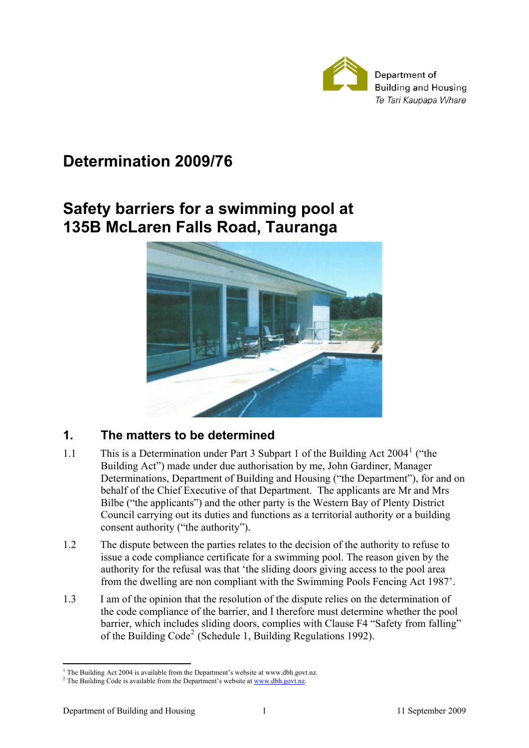Department of Building and Housing
Te Tari Kaupapa Whare

# Determination 2009/76

# Safety barriers for a swimming pool at 135B McLaren Falls Road, Tauranga

## 1. The matters to be determined

1.1 This is a Determination under Part 3 Subpart 1 of the Building Act 2004[1] ("the Building Act") made under due authorisation by me, John Gardiner, Manager Determinations, Department of Building and Housing ("the Department"), for and on behalf of the Chief Executive of that Department. The applicants are Mr and Mrs Bilbe ("the applicants") and the other party is the Western Bay of Plenty District Council carrying out its duties and functions as a territorial authority or a building consent authority ("the authority").

1.2 The dispute between the parties relates to the decision of the authority to refuse to issue a code compliance certificate for a swimming pool. The reason given by the authority for the refusal was that 'the sliding doors giving access to the pool area from the dwelling are non compliant with the Swimming Pools Fencing Act 1987'.

1.3 I am of the opinion that the resolution of the dispute relies on the determination of the code compliance of the barrier, and I therefore must determine whether the pool barrier, which includes sliding doors, complies with Clause F4 "Safety from falling" of the Building Code[2] (Schedule 1, Building Regulations 1992).

---

[1] The Building Act 2004 is available from the Department's website at www.dbh.govt.nz.
[2] The Building Code is available from the Department's website at www.dbh.govt.nz.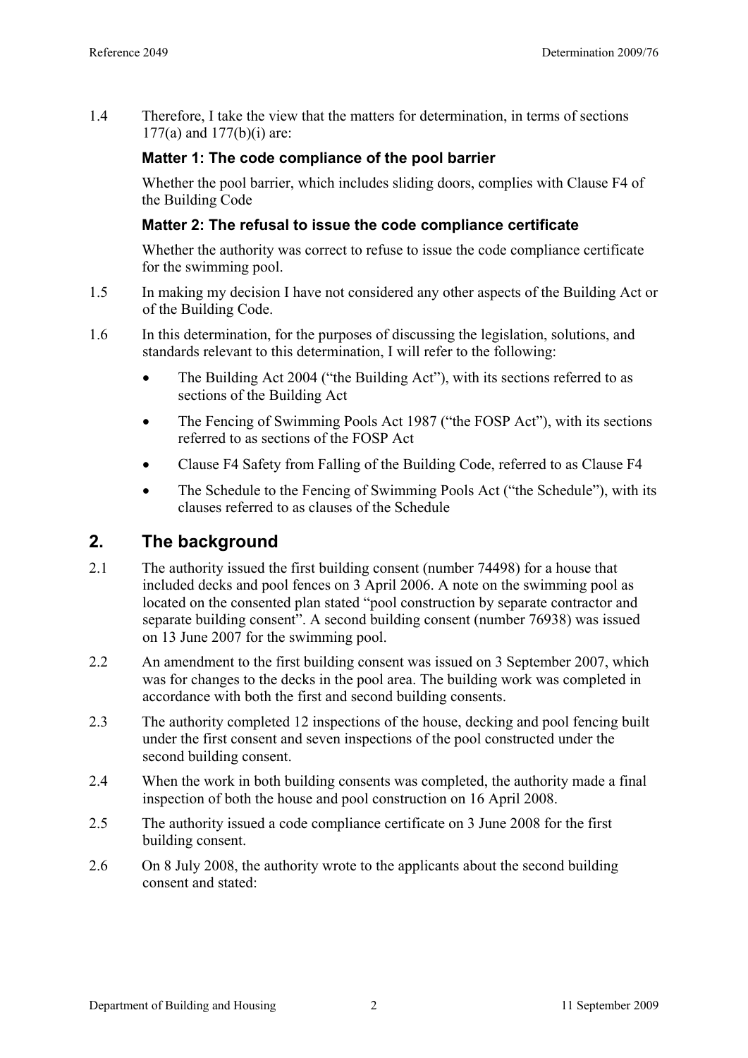1.4 Therefore, I take the view that the matters for determination, in terms of sections 177(a) and 177(b)(i) are:

**Matter 1: The code compliance of the pool barrier**

Whether the pool barrier, which includes sliding doors, complies with Clause F4 of the Building Code

**Matter 2: The refusal to issue the code compliance certificate**

Whether the authority was correct to refuse to issue the code compliance certificate for the swimming pool.

1.5 In making my decision I have not considered any other aspects of the Building Act or of the Building Code.

1.6 In this determination, for the purposes of discussing the legislation, solutions, and standards relevant to this determination, I will refer to the following:

- The Building Act 2004 ("the Building Act"), with its sections referred to as sections of the Building Act
- The Fencing of Swimming Pools Act 1987 ("the FOSP Act"), with its sections referred to as sections of the FOSP Act
- Clause F4 Safety from Falling of the Building Code, referred to as Clause F4
- The Schedule to the Fencing of Swimming Pools Act ("the Schedule"), with its clauses referred to as clauses of the Schedule

## 2. The background

2.1 The authority issued the first building consent (number 74498) for a house that included decks and pool fences on 3 April 2006. A note on the swimming pool as located on the consented plan stated "pool construction by separate contractor and separate building consent". A second building consent (number 76938) was issued on 13 June 2007 for the swimming pool.

2.2 An amendment to the first building consent was issued on 3 September 2007, which was for changes to the decks in the pool area. The building work was completed in accordance with both the first and second building consents.

2.3 The authority completed 12 inspections of the house, decking and pool fencing built under the first consent and seven inspections of the pool constructed under the second building consent.

2.4 When the work in both building consents was completed, the authority made a final inspection of both the house and pool construction on 16 April 2008.

2.5 The authority issued a code compliance certificate on 3 June 2008 for the first building consent.

2.6 On 8 July 2008, the authority wrote to the applicants about the second building consent and stated: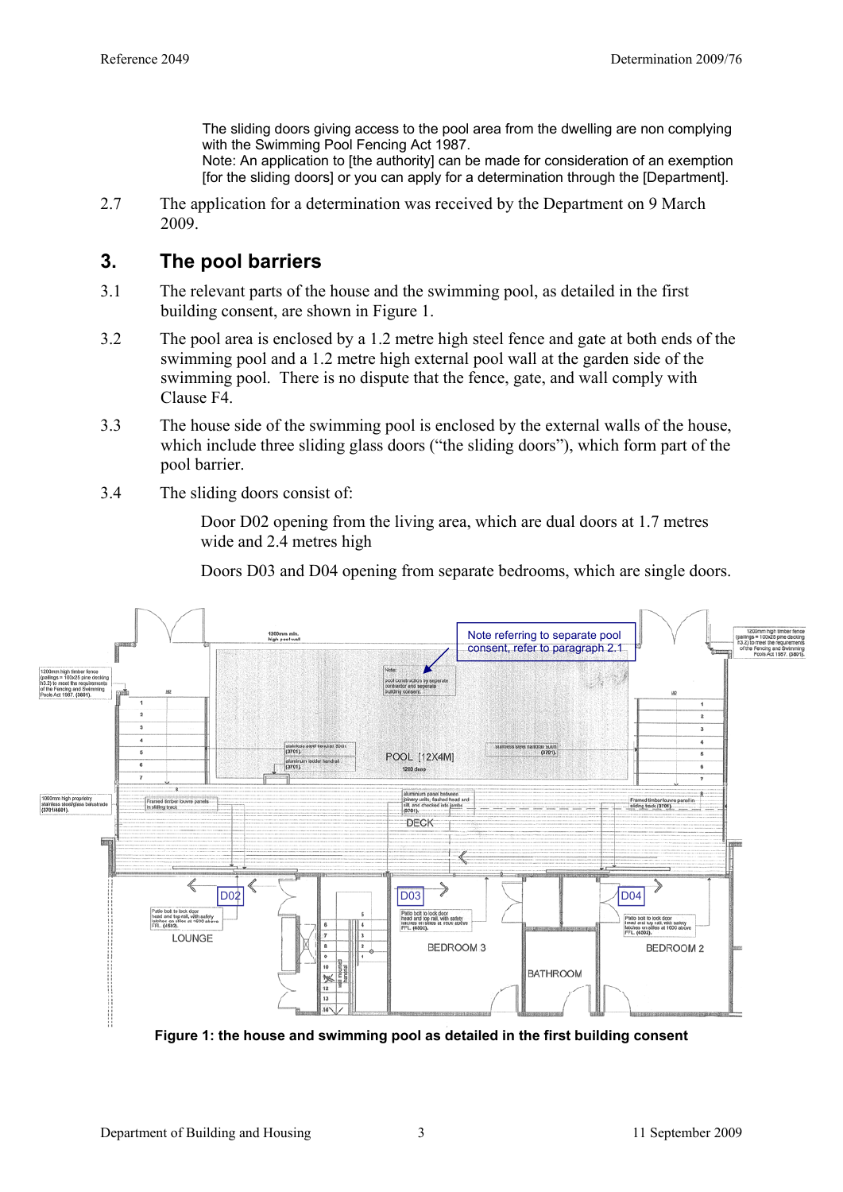The sliding doors giving access to the pool area from the dwelling are non complying with the Swimming Pool Fencing Act 1987.
Note: An application to [the authority] can be made for consideration of an exemption [for the sliding doors] or you can apply for a determination through the [Department].

2.7 The application for a determination was received by the Department on 9 March 2009.

## 3. The pool barriers

3.1 The relevant parts of the house and the swimming pool, as detailed in the first building consent, are shown in Figure 1.

3.2 The pool area is enclosed by a 1.2 metre high steel fence and gate at both ends of the swimming pool and a 1.2 metre high external pool wall at the garden side of the swimming pool. There is no dispute that the fence, gate, and wall comply with Clause F4.

3.3 The house side of the swimming pool is enclosed by the external walls of the house, which include three sliding glass doors ("the sliding doors"), which form part of the pool barrier.

3.4 The sliding doors consist of:

Door D02 opening from the living area, which are dual doors at 1.7 metres wide and 2.4 metres high

Doors D03 and D04 opening from separate bedrooms, which are single doors.

**Figure 1: the house and swimming pool as detailed in the first building consent**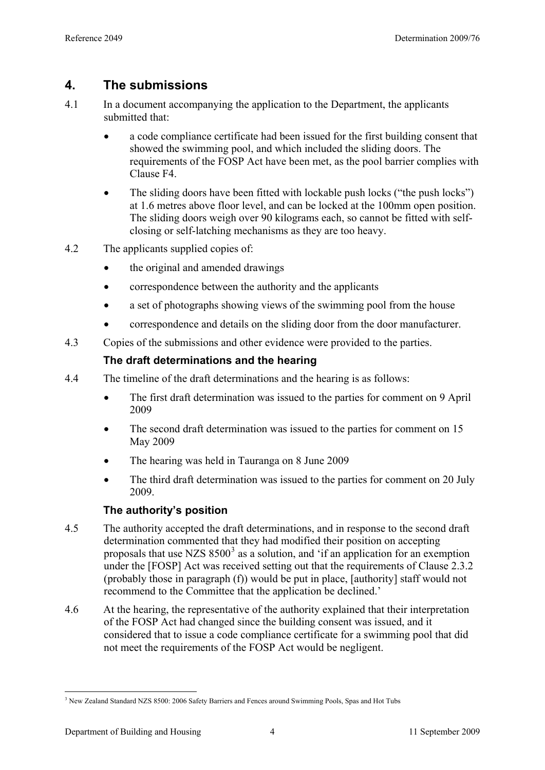## 4. The submissions

4.1 In a document accompanying the application to the Department, the applicants submitted that:

- a code compliance certificate had been issued for the first building consent that showed the swimming pool, and which included the sliding doors. The requirements of the FOSP Act have been met, as the pool barrier complies with Clause F4.
- The sliding doors have been fitted with lockable push locks ("the push locks") at 1.6 metres above floor level, and can be locked at the 100mm open position. The sliding doors weigh over 90 kilograms each, so cannot be fitted with self-closing or self-latching mechanisms as they are too heavy.

4.2 The applicants supplied copies of:

- the original and amended drawings
- correspondence between the authority and the applicants
- a set of photographs showing views of the swimming pool from the house
- correspondence and details on the sliding door from the door manufacturer.

4.3 Copies of the submissions and other evidence were provided to the parties.

### The draft determinations and the hearing

4.4 The timeline of the draft determinations and the hearing is as follows:

- The first draft determination was issued to the parties for comment on 9 April 2009
- The second draft determination was issued to the parties for comment on 15 May 2009
- The hearing was held in Tauranga on 8 June 2009
- The third draft determination was issued to the parties for comment on 20 July 2009.

### The authority's position

4.5 The authority accepted the draft determinations, and in response to the second draft determination commented that they had modified their position on accepting proposals that use NZS 8500[3] as a solution, and 'if an application for an exemption under the [FOSP] Act was received setting out that the requirements of Clause 2.3.2 (probably those in paragraph (f)) would be put in place, [authority] staff would not recommend to the Committee that the application be declined.'

4.6 At the hearing, the representative of the authority explained that their interpretation of the FOSP Act had changed since the building consent was issued, and it considered that to issue a code compliance certificate for a swimming pool that did not meet the requirements of the FOSP Act would be negligent.

[3] New Zealand Standard NZS 8500: 2006 Safety Barriers and Fences around Swimming Pools, Spas and Hot Tubs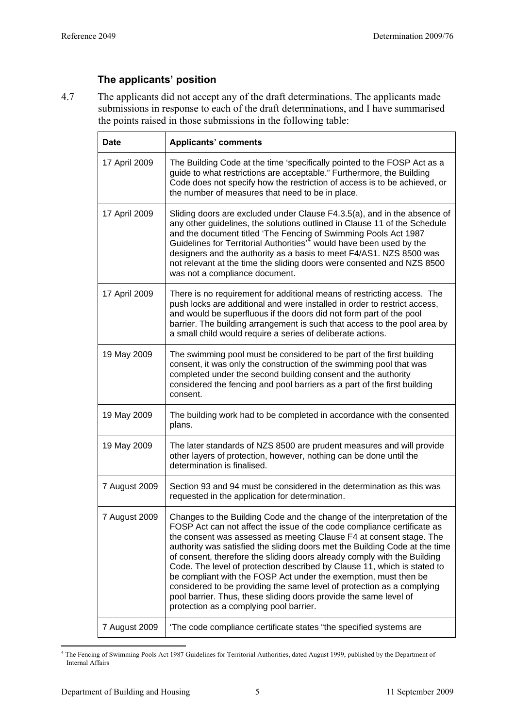### The applicants' position

4.7 The applicants did not accept any of the draft determinations. The applicants made submissions in response to each of the draft determinations, and I have summarised the points raised in those submissions in the following table:

| Date | Applicants' comments |
| --- | --- |
| 17 April 2009 | The Building Code at the time 'specifically pointed to the FOSP Act as a guide to what restrictions are acceptable." Furthermore, the Building Code does not specify how the restriction of access is to be achieved, or the number of measures that need to be in place. |
| 17 April 2009 | Sliding doors are excluded under Clause F4.3.5(a), and in the absence of any other guidelines, the solutions outlined in Clause 11 of the Schedule and the document titled 'The Fencing of Swimming Pools Act 1987 Guidelines for Territorial Authorities'[4] would have been used by the designers and the authority as a basis to meet F4/AS1. NZS 8500 was not relevant at the time the sliding doors were consented and NZS 8500 was not a compliance document. |
| 17 April 2009 | There is no requirement for additional means of restricting access. The push locks are additional and were installed in order to restrict access, and would be superfluous if the doors did not form part of the pool barrier. The building arrangement is such that access to the pool area by a small child would require a series of deliberate actions. |
| 19 May 2009 | The swimming pool must be considered to be part of the first building consent, it was only the construction of the swimming pool that was completed under the second building consent and the authority considered the fencing and pool barriers as a part of the first building consent. |
| 19 May 2009 | The building work had to be completed in accordance with the consented plans. |
| 19 May 2009 | The later standards of NZS 8500 are prudent measures and will provide other layers of protection, however, nothing can be done until the determination is finalised. |
| 7 August 2009 | Section 93 and 94 must be considered in the determination as this was requested in the application for determination. |
| 7 August 2009 | Changes to the Building Code and the change of the interpretation of the FOSP Act can not affect the issue of the code compliance certificate as the consent was assessed as meeting Clause F4 at consent stage. The authority was satisfied the sliding doors met the Building Code at the time of consent, therefore the sliding doors already comply with the Building Code. The level of protection described by Clause 11, which is stated to be compliant with the FOSP Act under the exemption, must then be considered to be providing the same level of protection as a complying pool barrier. Thus, these sliding doors provide the same level of protection as a complying pool barrier. |
| 7 August 2009 | 'The code compliance certificate states "the specified systems are |

[4] The Fencing of Swimming Pools Act 1987 Guidelines for Territorial Authorities, dated August 1999, published by the Department of Internal Affairs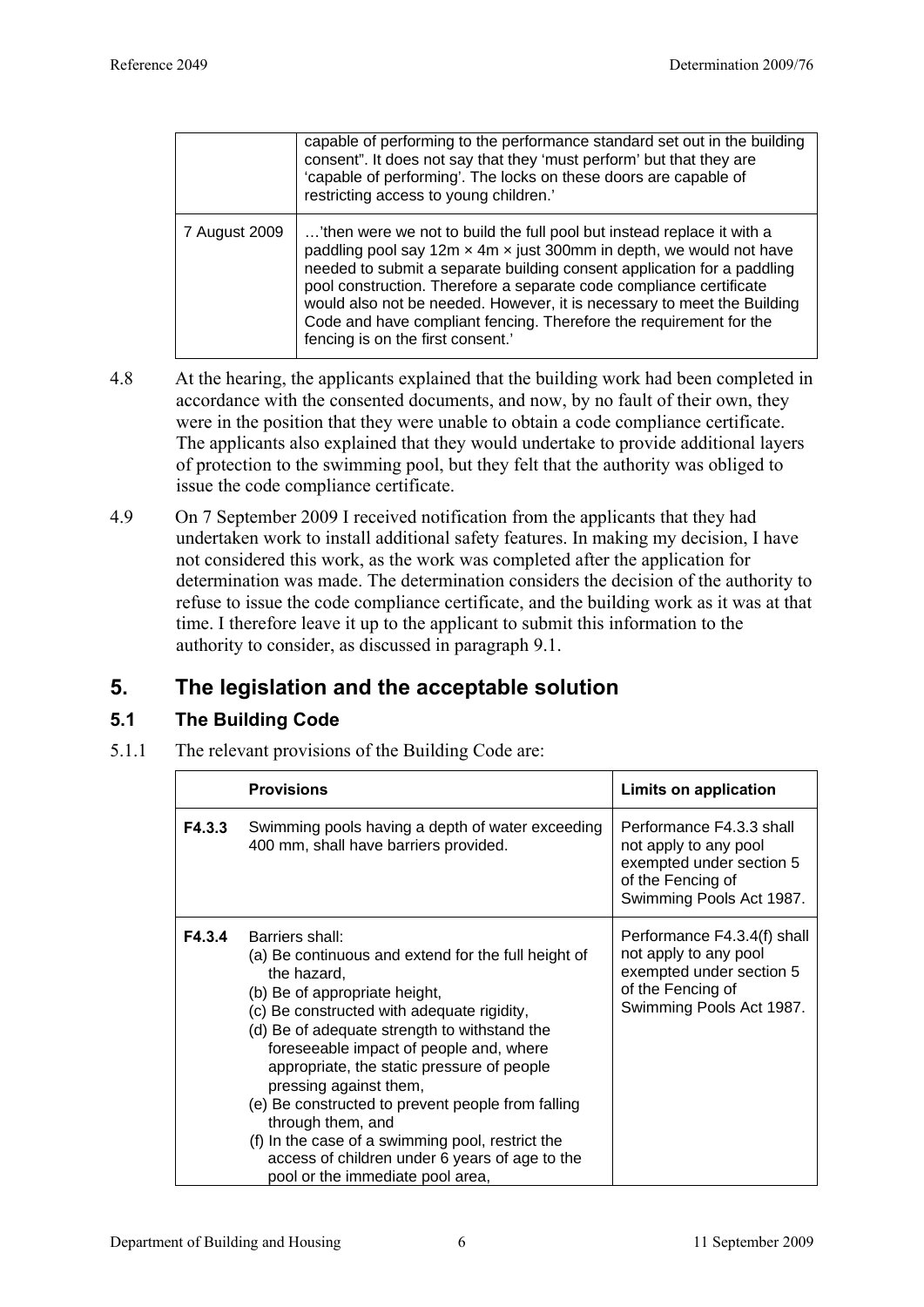| | |
|---|---|
| | capable of performing to the performance standard set out in the building consent". It does not say that they 'must perform' but that they are 'capable of performing'. The locks on these doors are capable of restricting access to young children.' |
| 7 August 2009 | …'then were we not to build the full pool but instead replace it with a paddling pool say 12m × 4m × just 300mm in depth, we would not have needed to submit a separate building consent application for a paddling pool construction. Therefore a separate code compliance certificate would also not be needed. However, it is necessary to meet the Building Code and have compliant fencing. Therefore the requirement for the fencing is on the first consent.' |

4.8 At the hearing, the applicants explained that the building work had been completed in accordance with the consented documents, and now, by no fault of their own, they were in the position that they were unable to obtain a code compliance certificate. The applicants also explained that they would undertake to provide additional layers of protection to the swimming pool, but they felt that the authority was obliged to issue the code compliance certificate.

4.9 On 7 September 2009 I received notification from the applicants that they had undertaken work to install additional safety features. In making my decision, I have not considered this work, as the work was completed after the application for determination was made. The determination considers the decision of the authority to refuse to issue the code compliance certificate, and the building work as it was at that time. I therefore leave it up to the applicant to submit this information to the authority to consider, as discussed in paragraph 9.1.

## 5. The legislation and the acceptable solution

### 5.1 The Building Code

5.1.1 The relevant provisions of the Building Code are:

| | Provisions | Limits on application |
|---|---|---|
| **F4.3.3** | Swimming pools having a depth of water exceeding 400 mm, shall have barriers provided. | Performance F4.3.3 shall not apply to any pool exempted under section 5 of the Fencing of Swimming Pools Act 1987. |
| **F4.3.4** | Barriers shall:<br>(a) Be continuous and extend for the full height of the hazard,<br>(b) Be of appropriate height,<br>(c) Be constructed with adequate rigidity,<br>(d) Be of adequate strength to withstand the foreseeable impact of people and, where appropriate, the static pressure of people pressing against them,<br>(e) Be constructed to prevent people from falling through them, and<br>(f) In the case of a swimming pool, restrict the access of children under 6 years of age to the pool or the immediate pool area, | Performance F4.3.4(f) shall not apply to any pool exempted under section 5 of the Fencing of Swimming Pools Act 1987. |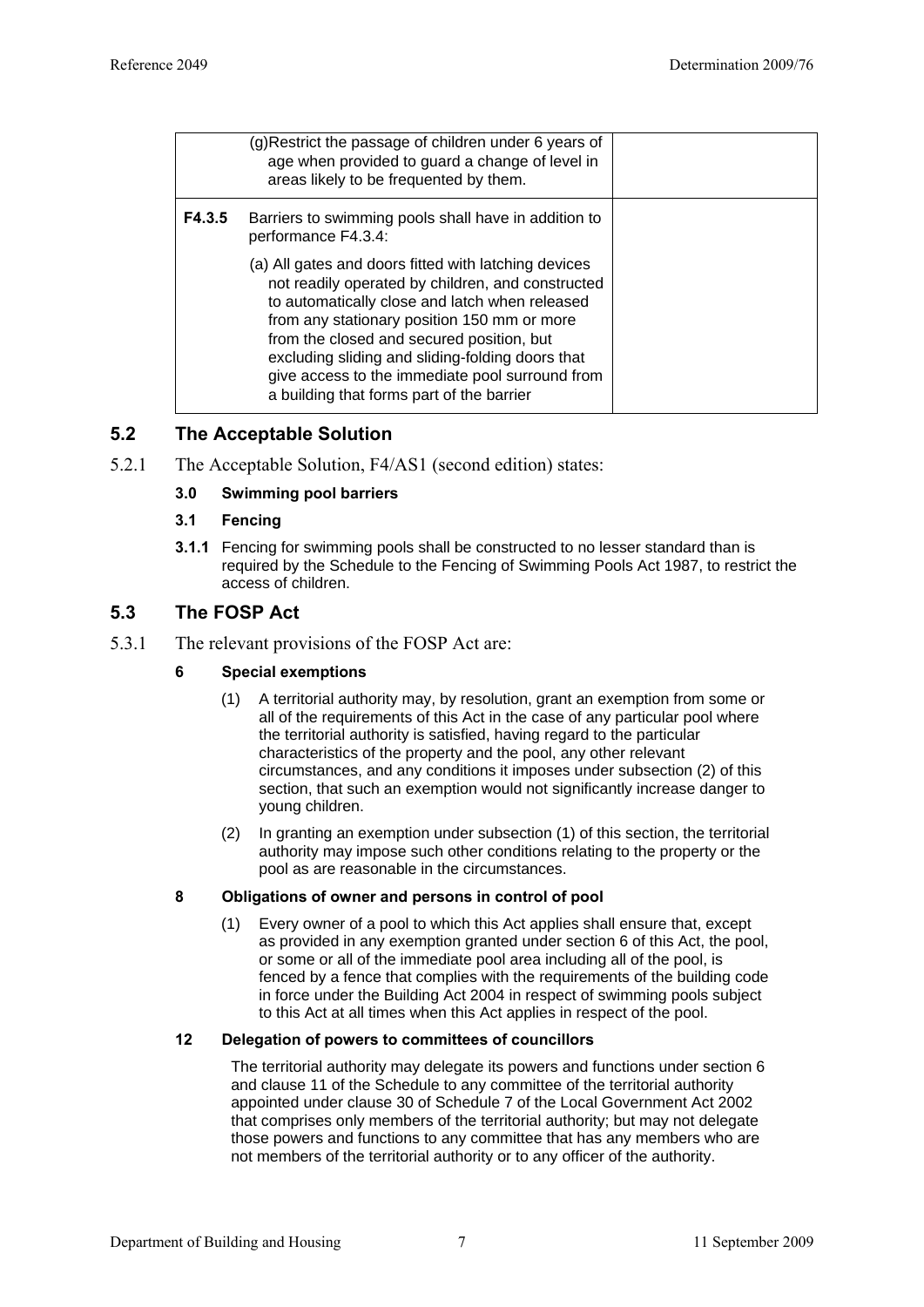| | | |
|---|---|---|
| | (g) Restrict the passage of children under 6 years of age when provided to guard a change of level in areas likely to be frequented by them. | |
| **F4.3.5** | Barriers to swimming pools shall have in addition to performance F4.3.4:<br><br>(a) All gates and doors fitted with latching devices not readily operated by children, and constructed to automatically close and latch when released from any stationary position 150 mm or more from the closed and secured position, but excluding sliding and sliding-folding doors that give access to the immediate pool surround from a building that forms part of the barrier | |

## 5.2 The Acceptable Solution

5.2.1 The Acceptable Solution, F4/AS1 (second edition) states:

**3.0 Swimming pool barriers**

**3.1 Fencing**

**3.1.1** Fencing for swimming pools shall be constructed to no lesser standard than is required by the Schedule to the Fencing of Swimming Pools Act 1987, to restrict the access of children.

## 5.3 The FOSP Act

5.3.1 The relevant provisions of the FOSP Act are:

**6 Special exemptions**

(1) A territorial authority may, by resolution, grant an exemption from some or all of the requirements of this Act in the case of any particular pool where the territorial authority is satisfied, having regard to the particular characteristics of the property and the pool, any other relevant circumstances, and any conditions it imposes under subsection (2) of this section, that such an exemption would not significantly increase danger to young children.

(2) In granting an exemption under subsection (1) of this section, the territorial authority may impose such other conditions relating to the property or the pool as are reasonable in the circumstances.

**8 Obligations of owner and persons in control of pool**

(1) Every owner of a pool to which this Act applies shall ensure that, except as provided in any exemption granted under section 6 of this Act, the pool, or some or all of the immediate pool area including all of the pool, is fenced by a fence that complies with the requirements of the building code in force under the Building Act 2004 in respect of swimming pools subject to this Act at all times when this Act applies in respect of the pool.

**12 Delegation of powers to committees of councillors**

The territorial authority may delegate its powers and functions under section 6 and clause 11 of the Schedule to any committee of the territorial authority appointed under clause 30 of Schedule 7 of the Local Government Act 2002 that comprises only members of the territorial authority; but may not delegate those powers and functions to any committee that has any members who are not members of the territorial authority or to any officer of the authority.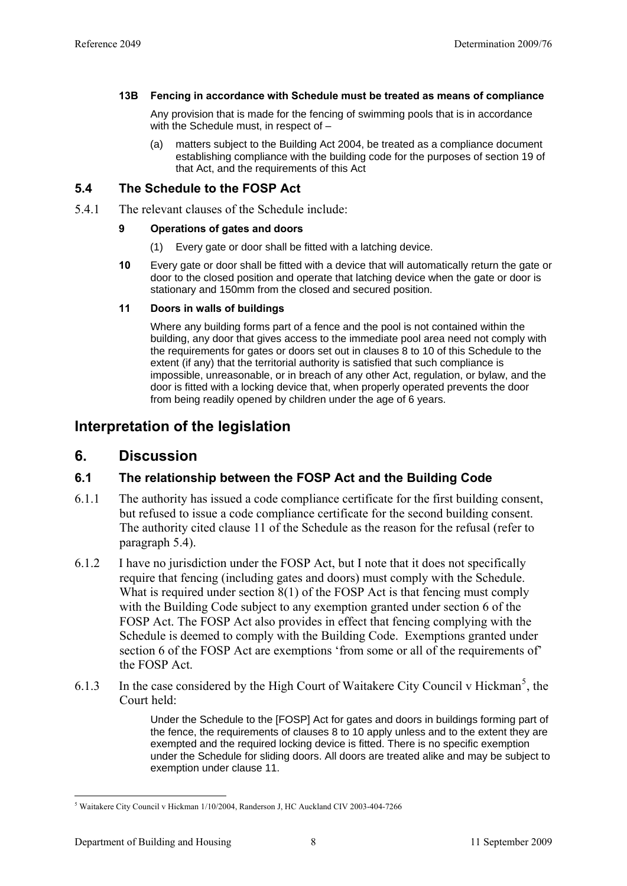**13B Fencing in accordance with Schedule must be treated as means of compliance**

Any provision that is made for the fencing of swimming pools that is in accordance with the Schedule must, in respect of –

(a) matters subject to the Building Act 2004, be treated as a compliance document establishing compliance with the building code for the purposes of section 19 of that Act, and the requirements of this Act

### 5.4 The Schedule to the FOSP Act

5.4.1 The relevant clauses of the Schedule include:

**9 Operations of gates and doors**

(1) Every gate or door shall be fitted with a latching device.

**10** Every gate or door shall be fitted with a device that will automatically return the gate or door to the closed position and operate that latching device when the gate or door is stationary and 150mm from the closed and secured position.

**11 Doors in walls of buildings**

Where any building forms part of a fence and the pool is not contained within the building, any door that gives access to the immediate pool area need not comply with the requirements for gates or doors set out in clauses 8 to 10 of this Schedule to the extent (if any) that the territorial authority is satisfied that such compliance is impossible, unreasonable, or in breach of any other Act, regulation, or bylaw, and the door is fitted with a locking device that, when properly operated prevents the door from being readily opened by children under the age of 6 years.

## Interpretation of the legislation

## 6. Discussion

### 6.1 The relationship between the FOSP Act and the Building Code

6.1.1 The authority has issued a code compliance certificate for the first building consent, but refused to issue a code compliance certificate for the second building consent. The authority cited clause 11 of the Schedule as the reason for the refusal (refer to paragraph 5.4).

6.1.2 I have no jurisdiction under the FOSP Act, but I note that it does not specifically require that fencing (including gates and doors) must comply with the Schedule. What is required under section 8(1) of the FOSP Act is that fencing must comply with the Building Code subject to any exemption granted under section 6 of the FOSP Act. The FOSP Act also provides in effect that fencing complying with the Schedule is deemed to comply with the Building Code. Exemptions granted under section 6 of the FOSP Act are exemptions 'from some or all of the requirements of' the FOSP Act.

6.1.3 In the case considered by the High Court of Waitakere City Council v Hickman[5], the Court held:

> Under the Schedule to the [FOSP] Act for gates and doors in buildings forming part of the fence, the requirements of clauses 8 to 10 apply unless and to the extent they are exempted and the required locking device is fitted. There is no specific exemption under the Schedule for sliding doors. All doors are treated alike and may be subject to exemption under clause 11.

[5] Waitakere City Council v Hickman 1/10/2004, Randerson J, HC Auckland CIV 2003-404-7266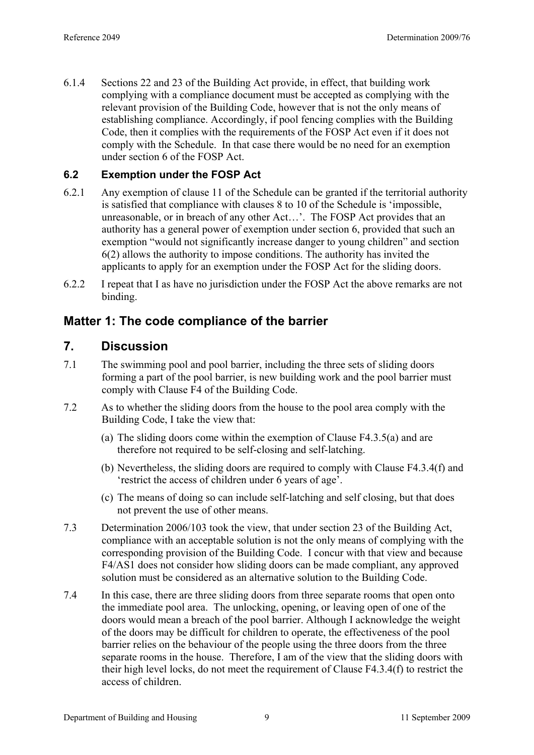6.1.4 Sections 22 and 23 of the Building Act provide, in effect, that building work complying with a compliance document must be accepted as complying with the relevant provision of the Building Code, however that is not the only means of establishing compliance. Accordingly, if pool fencing complies with the Building Code, then it complies with the requirements of the FOSP Act even if it does not comply with the Schedule. In that case there would be no need for an exemption under section 6 of the FOSP Act.

### 6.2 Exemption under the FOSP Act

6.2.1 Any exemption of clause 11 of the Schedule can be granted if the territorial authority is satisfied that compliance with clauses 8 to 10 of the Schedule is 'impossible, unreasonable, or in breach of any other Act…'. The FOSP Act provides that an authority has a general power of exemption under section 6, provided that such an exemption "would not significantly increase danger to young children" and section 6(2) allows the authority to impose conditions. The authority has invited the applicants to apply for an exemption under the FOSP Act for the sliding doors.

6.2.2 I repeat that I as have no jurisdiction under the FOSP Act the above remarks are not binding.

## Matter 1: The code compliance of the barrier

## 7. Discussion

7.1 The swimming pool and pool barrier, including the three sets of sliding doors forming a part of the pool barrier, is new building work and the pool barrier must comply with Clause F4 of the Building Code.

7.2 As to whether the sliding doors from the house to the pool area comply with the Building Code, I take the view that:

(a) The sliding doors come within the exemption of Clause F4.3.5(a) and are therefore not required to be self-closing and self-latching.

(b) Nevertheless, the sliding doors are required to comply with Clause F4.3.4(f) and 'restrict the access of children under 6 years of age'.

(c) The means of doing so can include self-latching and self closing, but that does not prevent the use of other means.

7.3 Determination 2006/103 took the view, that under section 23 of the Building Act, compliance with an acceptable solution is not the only means of complying with the corresponding provision of the Building Code. I concur with that view and because F4/AS1 does not consider how sliding doors can be made compliant, any approved solution must be considered as an alternative solution to the Building Code.

7.4 In this case, there are three sliding doors from three separate rooms that open onto the immediate pool area. The unlocking, opening, or leaving open of one of the doors would mean a breach of the pool barrier. Although I acknowledge the weight of the doors may be difficult for children to operate, the effectiveness of the pool barrier relies on the behaviour of the people using the three doors from the three separate rooms in the house. Therefore, I am of the view that the sliding doors with their high level locks, do not meet the requirement of Clause F4.3.4(f) to restrict the access of children.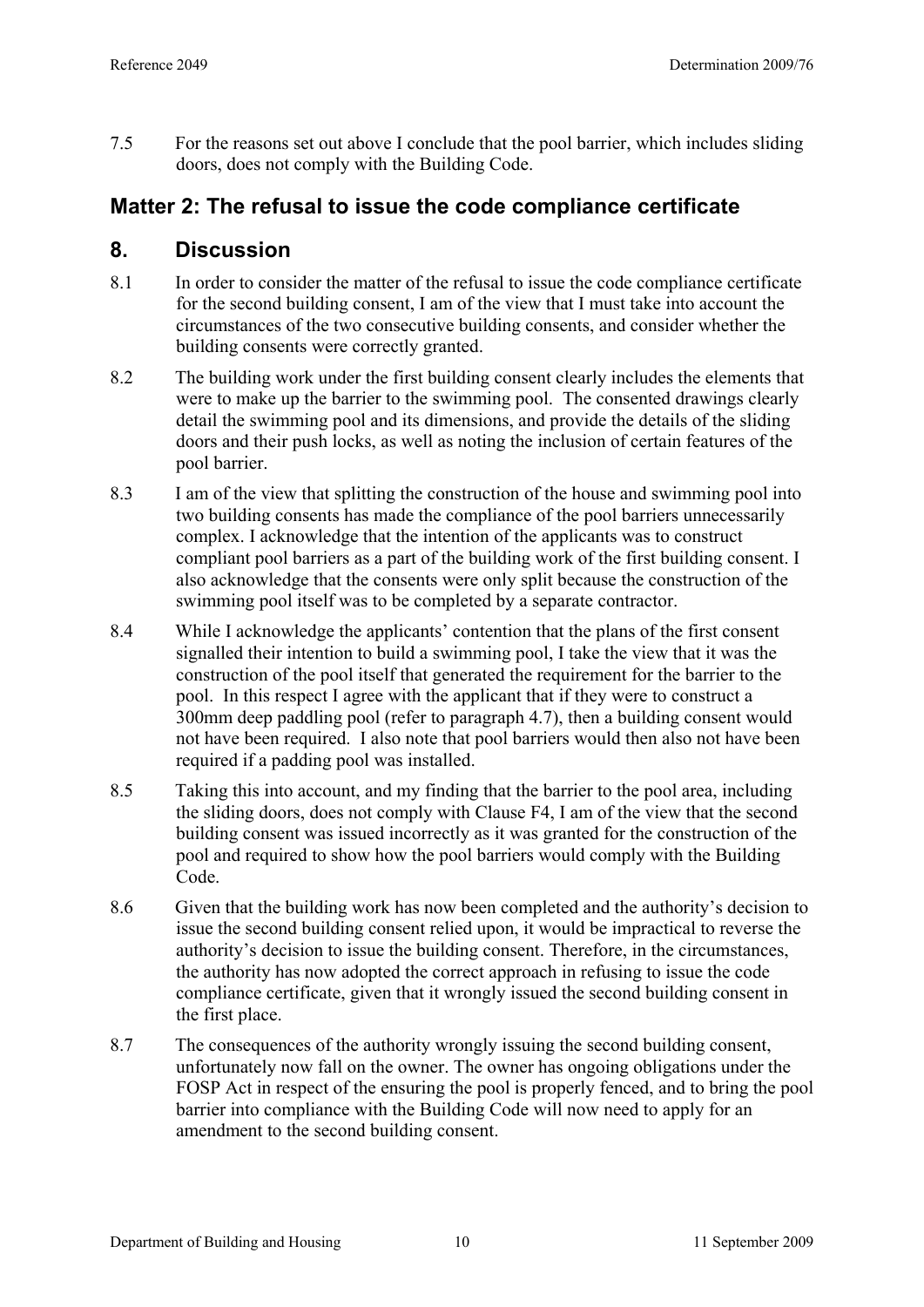7.5 For the reasons set out above I conclude that the pool barrier, which includes sliding doors, does not comply with the Building Code.

## Matter 2: The refusal to issue the code compliance certificate

## 8. Discussion

8.1 In order to consider the matter of the refusal to issue the code compliance certificate for the second building consent, I am of the view that I must take into account the circumstances of the two consecutive building consents, and consider whether the building consents were correctly granted.

8.2 The building work under the first building consent clearly includes the elements that were to make up the barrier to the swimming pool. The consented drawings clearly detail the swimming pool and its dimensions, and provide the details of the sliding doors and their push locks, as well as noting the inclusion of certain features of the pool barrier.

8.3 I am of the view that splitting the construction of the house and swimming pool into two building consents has made the compliance of the pool barriers unnecessarily complex. I acknowledge that the intention of the applicants was to construct compliant pool barriers as a part of the building work of the first building consent. I also acknowledge that the consents were only split because the construction of the swimming pool itself was to be completed by a separate contractor.

8.4 While I acknowledge the applicants' contention that the plans of the first consent signalled their intention to build a swimming pool, I take the view that it was the construction of the pool itself that generated the requirement for the barrier to the pool. In this respect I agree with the applicant that if they were to construct a 300mm deep paddling pool (refer to paragraph 4.7), then a building consent would not have been required. I also note that pool barriers would then also not have been required if a padding pool was installed.

8.5 Taking this into account, and my finding that the barrier to the pool area, including the sliding doors, does not comply with Clause F4, I am of the view that the second building consent was issued incorrectly as it was granted for the construction of the pool and required to show how the pool barriers would comply with the Building Code.

8.6 Given that the building work has now been completed and the authority's decision to issue the second building consent relied upon, it would be impractical to reverse the authority's decision to issue the building consent. Therefore, in the circumstances, the authority has now adopted the correct approach in refusing to issue the code compliance certificate, given that it wrongly issued the second building consent in the first place.

8.7 The consequences of the authority wrongly issuing the second building consent, unfortunately now fall on the owner. The owner has ongoing obligations under the FOSP Act in respect of the ensuring the pool is properly fenced, and to bring the pool barrier into compliance with the Building Code will now need to apply for an amendment to the second building consent.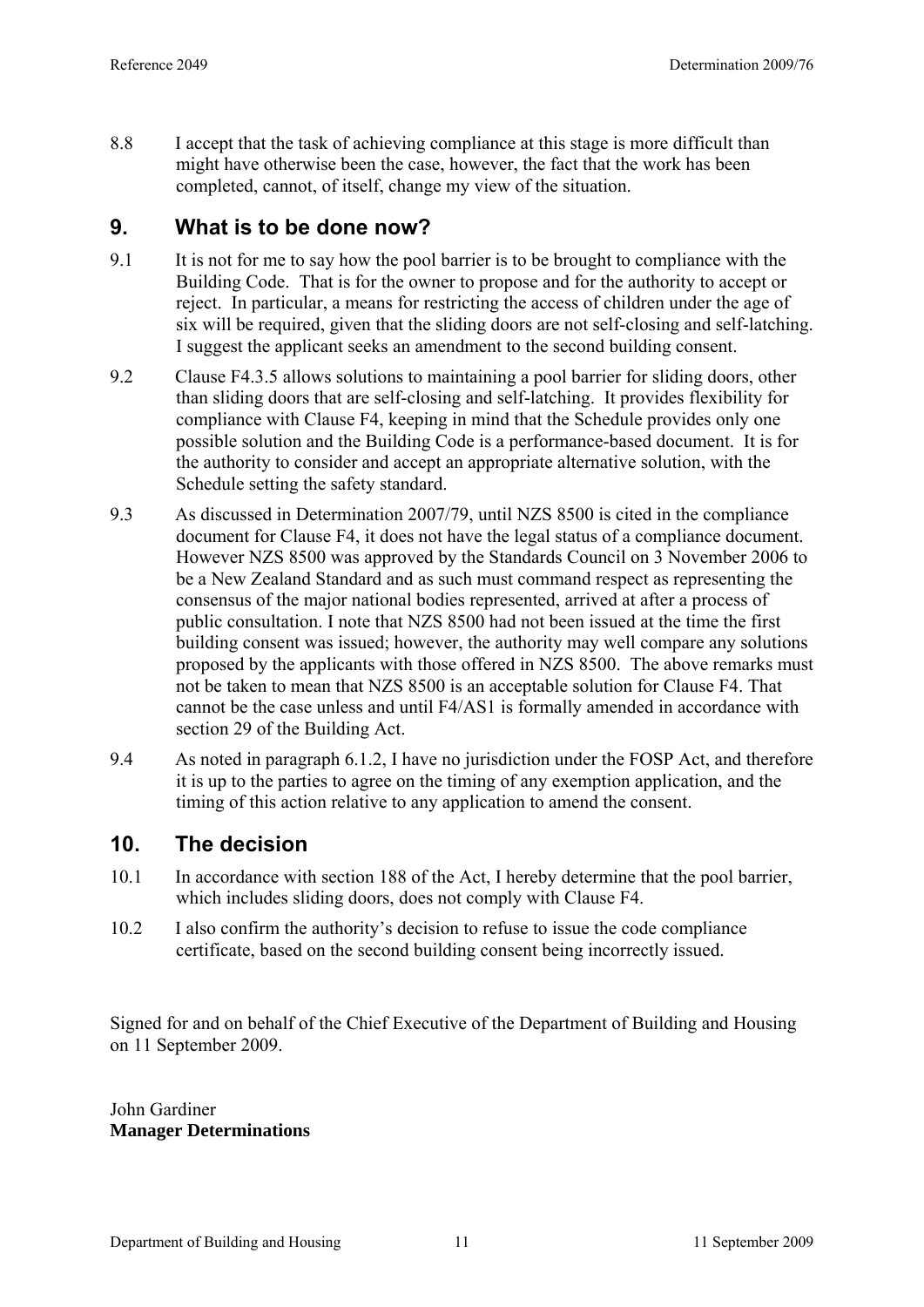8.8 I accept that the task of achieving compliance at this stage is more difficult than might have otherwise been the case, however, the fact that the work has been completed, cannot, of itself, change my view of the situation.

## 9. What is to be done now?

9.1 It is not for me to say how the pool barrier is to be brought to compliance with the Building Code. That is for the owner to propose and for the authority to accept or reject. In particular, a means for restricting the access of children under the age of six will be required, given that the sliding doors are not self-closing and self-latching. I suggest the applicant seeks an amendment to the second building consent.

9.2 Clause F4.3.5 allows solutions to maintaining a pool barrier for sliding doors, other than sliding doors that are self-closing and self-latching. It provides flexibility for compliance with Clause F4, keeping in mind that the Schedule provides only one possible solution and the Building Code is a performance-based document. It is for the authority to consider and accept an appropriate alternative solution, with the Schedule setting the safety standard.

9.3 As discussed in Determination 2007/79, until NZS 8500 is cited in the compliance document for Clause F4, it does not have the legal status of a compliance document. However NZS 8500 was approved by the Standards Council on 3 November 2006 to be a New Zealand Standard and as such must command respect as representing the consensus of the major national bodies represented, arrived at after a process of public consultation. I note that NZS 8500 had not been issued at the time the first building consent was issued; however, the authority may well compare any solutions proposed by the applicants with those offered in NZS 8500. The above remarks must not be taken to mean that NZS 8500 is an acceptable solution for Clause F4. That cannot be the case unless and until F4/AS1 is formally amended in accordance with section 29 of the Building Act.

9.4 As noted in paragraph 6.1.2, I have no jurisdiction under the FOSP Act, and therefore it is up to the parties to agree on the timing of any exemption application, and the timing of this action relative to any application to amend the consent.

## 10. The decision

10.1 In accordance with section 188 of the Act, I hereby determine that the pool barrier, which includes sliding doors, does not comply with Clause F4.

10.2 I also confirm the authority's decision to refuse to issue the code compliance certificate, based on the second building consent being incorrectly issued.

Signed for and on behalf of the Chief Executive of the Department of Building and Housing on 11 September 2009.

John Gardiner
**Manager Determinations**